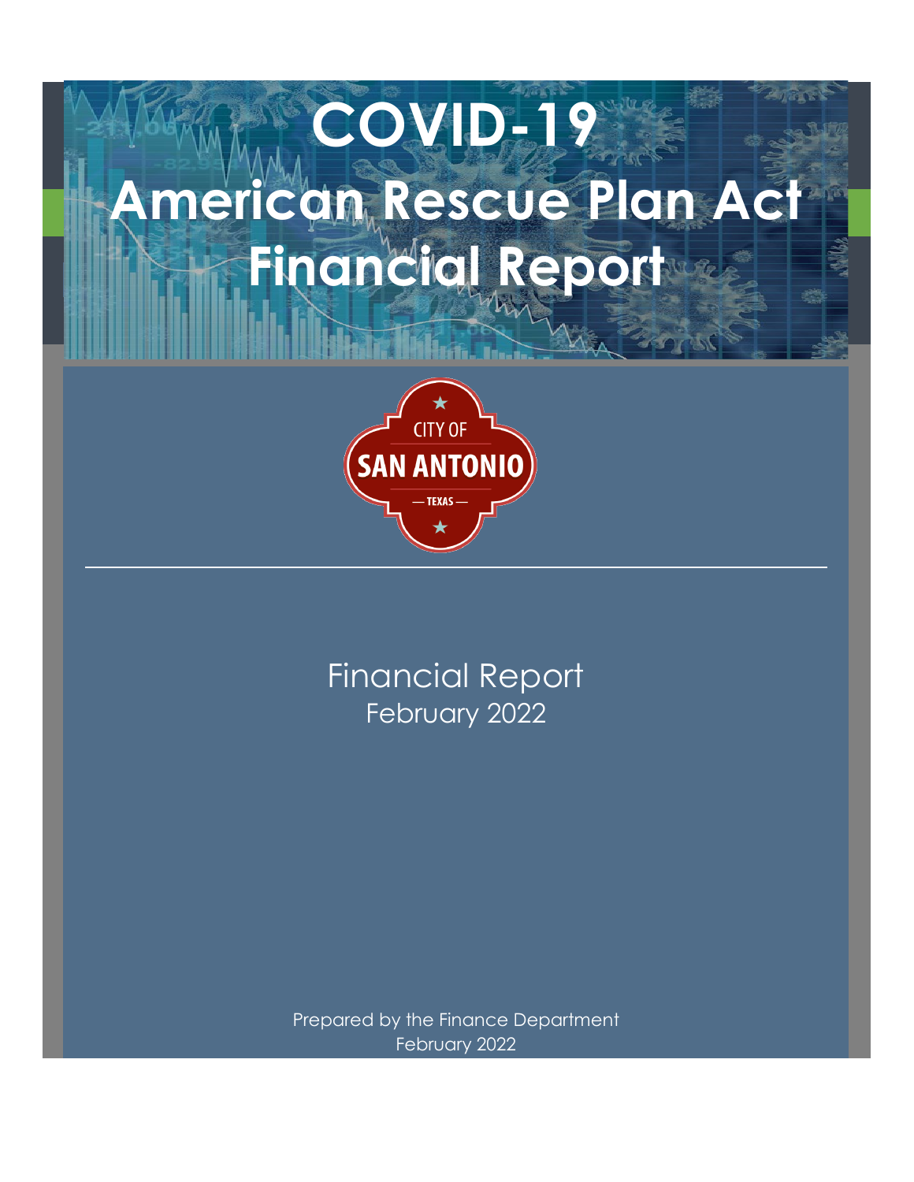# COVID-19 American Rescue Plan Act Financial Report

CITY OF SAN ANTONIO — TEXAS —

Financial Report
February 2022

Prepared by the Finance Department
February 2022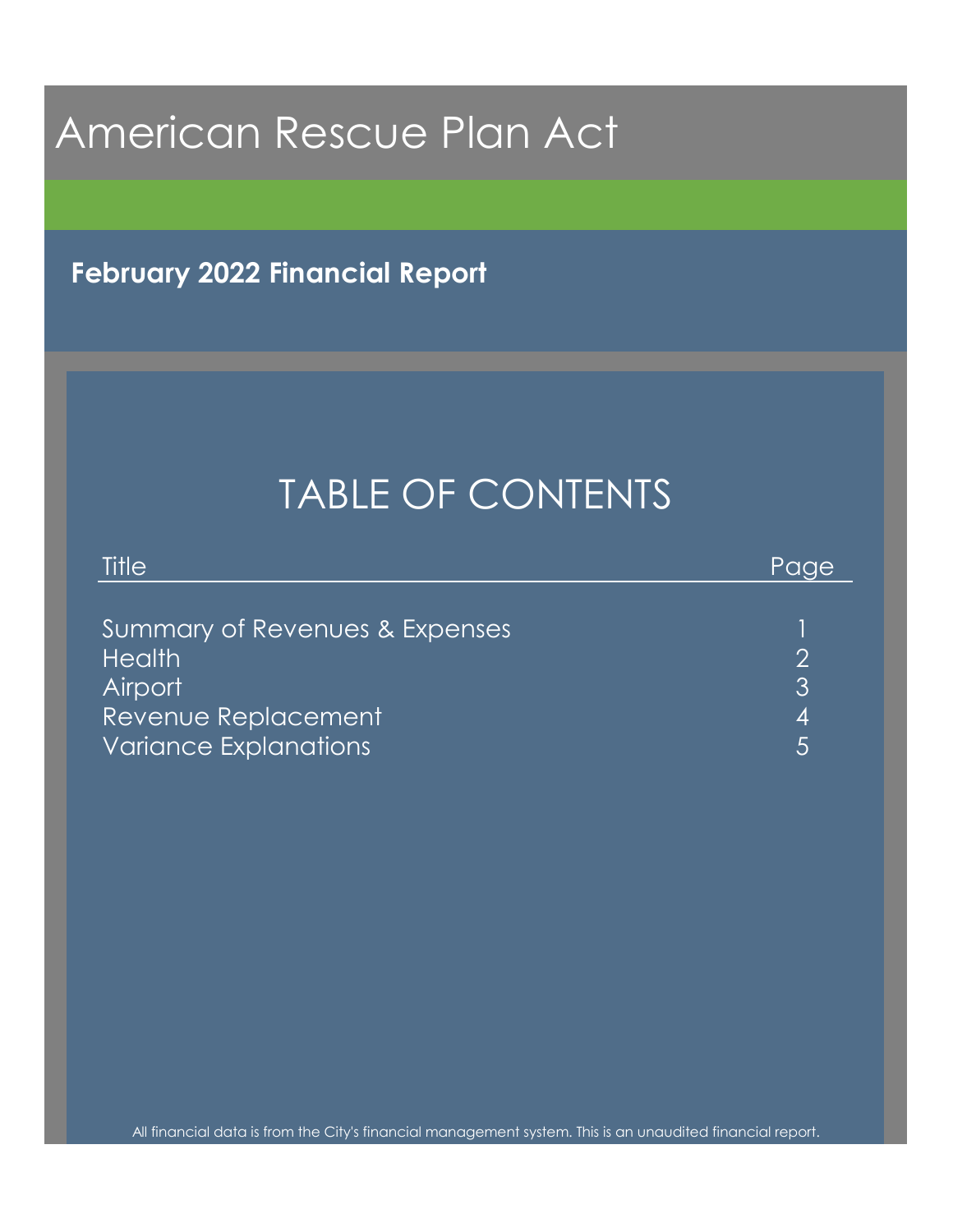# American Rescue Plan Act

## February 2022 Financial Report

## TABLE OF CONTENTS

| Title | Page |
|---|---|
| Summary of Revenues & Expenses | 1 |
| Health | 2 |
| Airport | 3 |
| Revenue Replacement | 4 |
| Variance Explanations | 5 |

All financial data is from the City's financial management system. This is an unaudited financial report.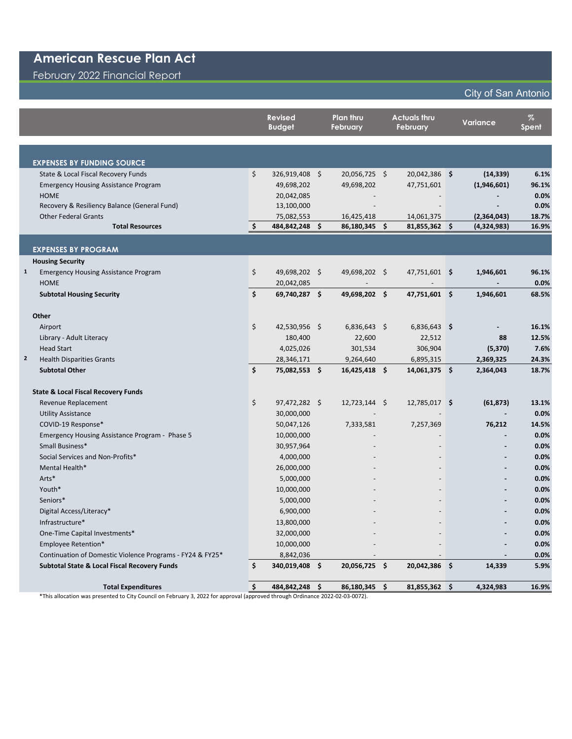# American Rescue Plan Act

## February 2022 Financial Report

City of San Antonio

| | Revised Budget | Plan thru February | Actuals thru February | Variance | % Spent |
|---|---|---|---|---|---|
| **EXPENSES BY FUNDING SOURCE** | | | | | |
| State & Local Fiscal Recovery Funds | $ 326,919,408 | $ 20,056,725 | $ 20,042,386 | **$ (14,339)** | **6.1%** |
| Emergency Housing Assistance Program | 49,698,202 | 49,698,202 | 47,751,601 | **(1,946,601)** | **96.1%** |
| HOME | 20,042,085 | - | - | **-** | **0.0%** |
| Recovery & Resiliency Balance (General Fund) | 13,100,000 | - | - | **-** | **0.0%** |
| Other Federal Grants | 75,082,553 | 16,425,418 | 14,061,375 | **(2,364,043)** | **18.7%** |
| **Total Resources** | **$ 484,842,248** | **$ 86,180,345** | **$ 81,855,362** | **$ (4,324,983)** | **16.9%** |
| **EXPENSES BY PROGRAM** | | | | | |
| **Housing Security** | | | | | |
| 1 Emergency Housing Assistance Program | $ 49,698,202 | $ 49,698,202 | $ 47,751,601 | **$ 1,946,601** | **96.1%** |
| HOME | 20,042,085 | - | - | **-** | **0.0%** |
| **Subtotal Housing Security** | **$ 69,740,287** | **$ 49,698,202** | **$ 47,751,601** | **$ 1,946,601** | **68.5%** |
| **Other** | | | | | |
| Airport | $ 42,530,956 | $ 6,836,643 | $ 6,836,643 | **$ -** | **16.1%** |
| Library - Adult Literacy | 180,400 | 22,600 | 22,512 | **88** | **12.5%** |
| Head Start | 4,025,026 | 301,534 | 306,904 | **(5,370)** | **7.6%** |
| 2 Health Disparities Grants | 28,346,171 | 9,264,640 | 6,895,315 | **2,369,325** | **24.3%** |
| **Subtotal Other** | **$ 75,082,553** | **$ 16,425,418** | **$ 14,061,375** | **$ 2,364,043** | **18.7%** |
| **State & Local Fiscal Recovery Funds** | | | | | |
| Revenue Replacement | $ 97,472,282 | $ 12,723,144 | $ 12,785,017 | **$ (61,873)** | **13.1%** |
| Utility Assistance | 30,000,000 | - | - | **-** | **0.0%** |
| COVID-19 Response* | 50,047,126 | 7,333,581 | 7,257,369 | **76,212** | **14.5%** |
| Emergency Housing Assistance Program - Phase 5 | 10,000,000 | - | - | **-** | **0.0%** |
| Small Business* | 30,957,964 | - | - | **-** | **0.0%** |
| Social Services and Non-Profits* | 4,000,000 | - | - | **-** | **0.0%** |
| Mental Health* | 26,000,000 | - | - | **-** | **0.0%** |
| Arts* | 5,000,000 | - | - | **-** | **0.0%** |
| Youth* | 10,000,000 | - | - | **-** | **0.0%** |
| Seniors* | 5,000,000 | - | - | **-** | **0.0%** |
| Digital Access/Literacy* | 6,900,000 | - | - | **-** | **0.0%** |
| Infrastructure* | 13,800,000 | - | - | **-** | **0.0%** |
| One-Time Capital Investments* | 32,000,000 | - | - | **-** | **0.0%** |
| Employee Retention* | 10,000,000 | - | - | **-** | **0.0%** |
| Continuation of Domestic Violence Programs - FY24 & FY25* | 8,842,036 | - | - | **-** | **0.0%** |
| **Subtotal State & Local Fiscal Recovery Funds** | **$ 340,019,408** | **$ 20,056,725** | **$ 20,042,386** | **$ 14,339** | **5.9%** |
| **Total Expenditures** | **$ 484,842,248** | **$ 86,180,345** | **$ 81,855,362** | **$ 4,324,983** | **16.9%** |

*This allocation was presented to City Council on February 3, 2022 for approval (approved through Ordinance 2022-02-03-0072).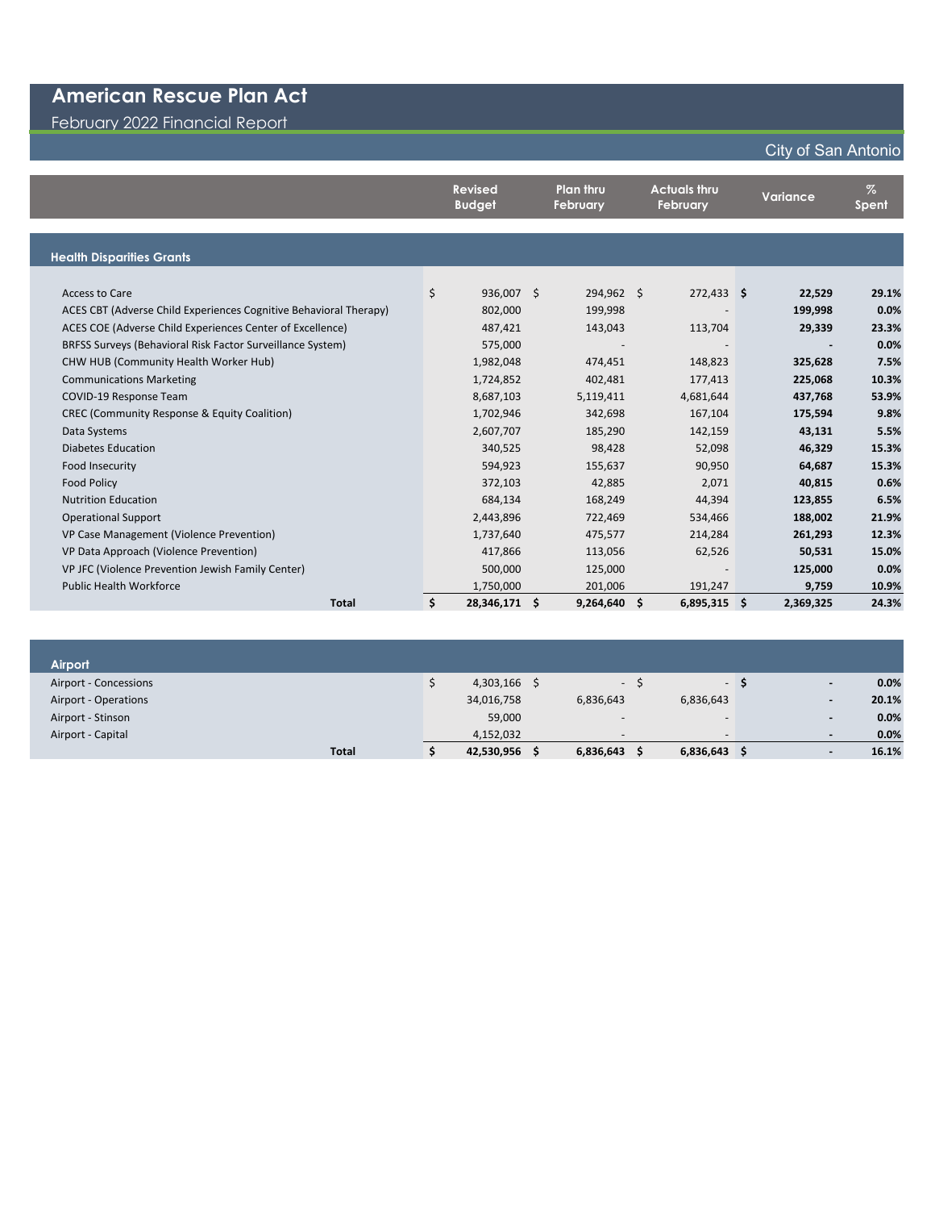# American Rescue Plan Act

February 2022 Financial Report

City of San Antonio

| | Revised Budget | Plan thru February | Actuals thru February | Variance | % Spent |
|---|---|---|---|---|---|
| **Health Disparities Grants** | | | | | |
| Access to Care | $ 936,007 | $ 294,962 | $ 272,433 | **$ 22,529** | **29.1%** |
| ACES CBT (Adverse Child Experiences Cognitive Behavioral Therapy) | 802,000 | 199,998 | - | **199,998** | **0.0%** |
| ACES COE (Adverse Child Experiences Center of Excellence) | 487,421 | 143,043 | 113,704 | **29,339** | **23.3%** |
| BRFSS Surveys (Behavioral Risk Factor Surveillance System) | 575,000 | - | - | **-** | **0.0%** |
| CHW HUB (Community Health Worker Hub) | 1,982,048 | 474,451 | 148,823 | **325,628** | **7.5%** |
| Communications Marketing | 1,724,852 | 402,481 | 177,413 | **225,068** | **10.3%** |
| COVID-19 Response Team | 8,687,103 | 5,119,411 | 4,681,644 | **437,768** | **53.9%** |
| CREC (Community Response & Equity Coalition) | 1,702,946 | 342,698 | 167,104 | **175,594** | **9.8%** |
| Data Systems | 2,607,707 | 185,290 | 142,159 | **43,131** | **5.5%** |
| Diabetes Education | 340,525 | 98,428 | 52,098 | **46,329** | **15.3%** |
| Food Insecurity | 594,923 | 155,637 | 90,950 | **64,687** | **15.3%** |
| Food Policy | 372,103 | 42,885 | 2,071 | **40,815** | **0.6%** |
| Nutrition Education | 684,134 | 168,249 | 44,394 | **123,855** | **6.5%** |
| Operational Support | 2,443,896 | 722,469 | 534,466 | **188,002** | **21.9%** |
| VP Case Management (Violence Prevention) | 1,737,640 | 475,577 | 214,284 | **261,293** | **12.3%** |
| VP Data Approach (Violence Prevention) | 417,866 | 113,056 | 62,526 | **50,531** | **15.0%** |
| VP JFC (Violence Prevention Jewish Family Center) | 500,000 | 125,000 | - | **125,000** | **0.0%** |
| Public Health Workforce | 1,750,000 | 201,006 | 191,247 | **9,759** | **10.9%** |
| **Total** | **$ 28,346,171** | **$ 9,264,640** | **$ 6,895,315** | **$ 2,369,325** | **24.3%** |

| | Revised Budget | Plan thru February | Actuals thru February | Variance | % Spent |
|---|---|---|---|---|---|
| **Airport** | | | | | |
| Airport - Concessions | $ 4,303,166 | $ - | $ - | **$ -** | **0.0%** |
| Airport - Operations | 34,016,758 | 6,836,643 | 6,836,643 | **-** | **20.1%** |
| Airport - Stinson | 59,000 | - | - | **-** | **0.0%** |
| Airport - Capital | 4,152,032 | - | - | **-** | **0.0%** |
| **Total** | **$ 42,530,956** | **$ 6,836,643** | **$ 6,836,643** | **$ -** | **16.1%** |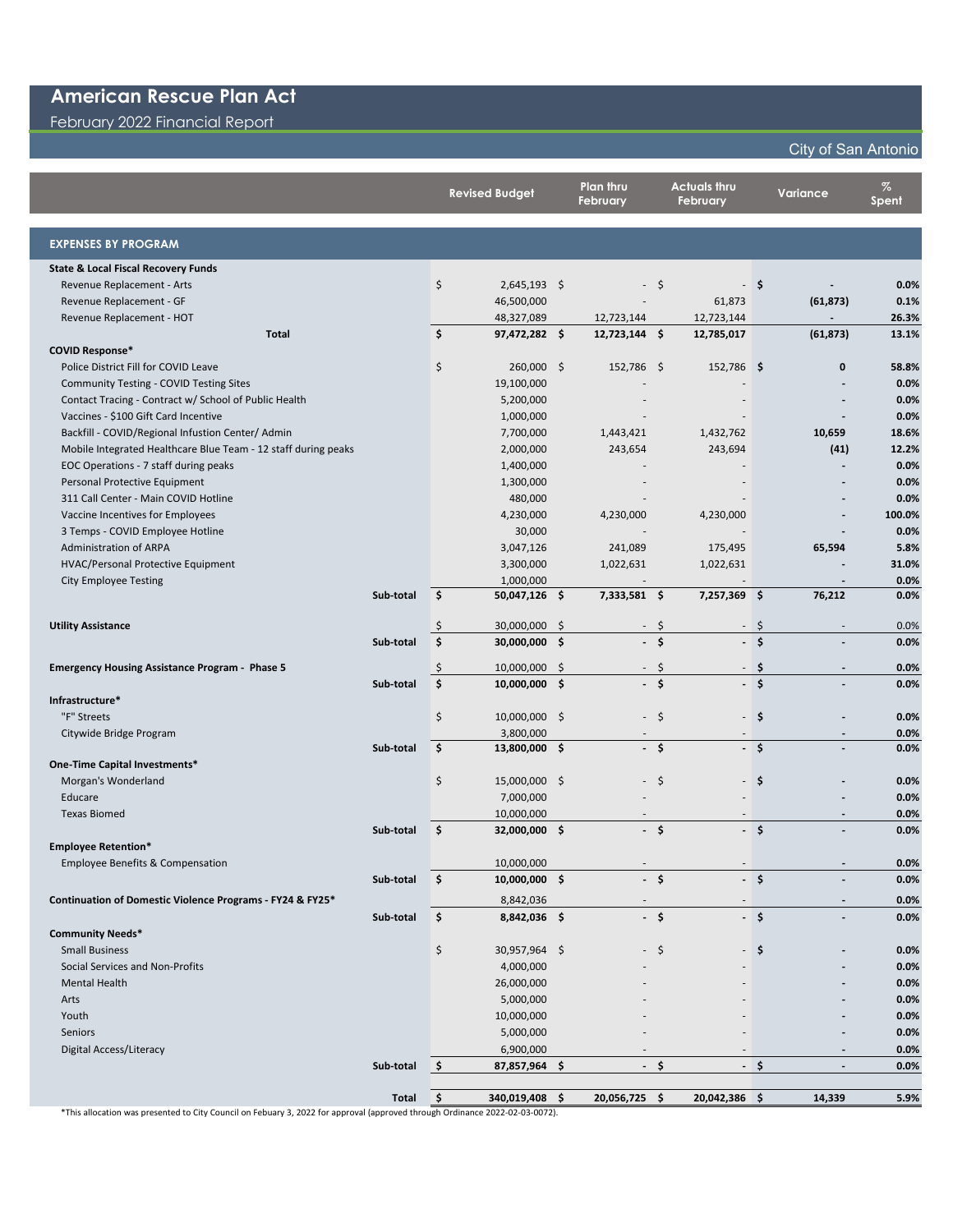# American Rescue Plan Act

February 2022 Financial Report

City of San Antonio

| | | Revised Budget | Plan thru February | Actuals thru February | Variance | % Spent |
|---|---|---|---|---|---|---|
| **EXPENSES BY PROGRAM** | | | | | | |
| **State & Local Fiscal Recovery Funds** | | | | | | |
| Revenue Replacement - Arts | | $ 2,645,193 | $ - | $ - | $ - | 0.0% |
| Revenue Replacement - GF | | 46,500,000 | - | 61,873 | (61,873) | 0.1% |
| Revenue Replacement - HOT | | 48,327,089 | 12,723,144 | 12,723,144 | - | 26.3% |
| **Total** | | **$ 97,472,282** | **$ 12,723,144** | **$ 12,785,017** | **(61,873)** | **13.1%** |
| **COVID Response*** | | | | | | |
| Police District Fill for COVID Leave | | $ 260,000 | $ 152,786 | $ 152,786 | $ 0 | 58.8% |
| Community Testing - COVID Testing Sites | | 19,100,000 | - | - | - | 0.0% |
| Contact Tracing - Contract w/ School of Public Health | | 5,200,000 | - | - | - | 0.0% |
| Vaccines - $100 Gift Card Incentive | | 1,000,000 | - | - | - | 0.0% |
| Backfill - COVID/Regional Infustion Center/ Admin | | 7,700,000 | 1,443,421 | 1,432,762 | 10,659 | 18.6% |
| Mobile Integrated Healthcare Blue Team - 12 staff during peaks | | 2,000,000 | 243,654 | 243,694 | (41) | 12.2% |
| EOC Operations - 7 staff during peaks | | 1,400,000 | - | - | - | 0.0% |
| Personal Protective Equipment | | 1,300,000 | - | - | - | 0.0% |
| 311 Call Center - Main COVID Hotline | | 480,000 | - | - | - | 0.0% |
| Vaccine Incentives for Employees | | 4,230,000 | 4,230,000 | 4,230,000 | - | 100.0% |
| 3 Temps - COVID Employee Hotline | | 30,000 | - | - | - | 0.0% |
| Administration of ARPA | | 3,047,126 | 241,089 | 175,495 | 65,594 | 5.8% |
| HVAC/Personal Protective Equipment | | 3,300,000 | 1,022,631 | 1,022,631 | - | 31.0% |
| City Employee Testing | | 1,000,000 | - | - | - | 0.0% |
| | **Sub-total** | **$ 50,047,126** | **$ 7,333,581** | **$ 7,257,369** | **$ 76,212** | **0.0%** |
| **Utility Assistance** | | $ 30,000,000 | $ - | $ - | $ - | 0.0% |
| | **Sub-total** | **$ 30,000,000** | **$ -** | **$ -** | **$ -** | **0.0%** |
| **Emergency Housing Assistance Program - Phase 5** | | $ 10,000,000 | $ - | $ - | $ - | 0.0% |
| | **Sub-total** | **$ 10,000,000** | **$ -** | **$ -** | **$ -** | **0.0%** |
| **Infrastructure*** | | | | | | |
| "F" Streets | | $ 10,000,000 | $ - | $ - | $ - | 0.0% |
| Citywide Bridge Program | | 3,800,000 | - | - | - | 0.0% |
| | **Sub-total** | **$ 13,800,000** | **$ -** | **$ -** | **$ -** | **0.0%** |
| **One-Time Capital Investments*** | | | | | | |
| Morgan's Wonderland | | $ 15,000,000 | $ - | $ - | $ - | 0.0% |
| Educare | | 7,000,000 | - | - | - | 0.0% |
| Texas Biomed | | 10,000,000 | - | - | - | 0.0% |
| | **Sub-total** | **$ 32,000,000** | **$ -** | **$ -** | **$ -** | **0.0%** |
| **Employee Retention*** | | | | | | |
| Employee Benefits & Compensation | | 10,000,000 | - | - | - | 0.0% |
| | **Sub-total** | **$ 10,000,000** | **$ -** | **$ -** | **$ -** | **0.0%** |
| **Continuation of Domestic Violence Programs - FY24 & FY25*** | | 8,842,036 | - | - | - | 0.0% |
| | **Sub-total** | **$ 8,842,036** | **$ -** | **$ -** | **$ -** | **0.0%** |
| **Community Needs*** | | | | | | |
| Small Business | | $ 30,957,964 | $ - | $ - | $ - | 0.0% |
| Social Services and Non-Profits | | 4,000,000 | - | - | - | 0.0% |
| Mental Health | | 26,000,000 | - | - | - | 0.0% |
| Arts | | 5,000,000 | - | - | - | 0.0% |
| Youth | | 10,000,000 | - | - | - | 0.0% |
| Seniors | | 5,000,000 | - | - | - | 0.0% |
| Digital Access/Literacy | | 6,900,000 | - | - | - | 0.0% |
| | **Sub-total** | **$ 87,857,964** | **$ -** | **$ -** | **$ -** | **0.0%** |
| | **Total** | **$ 340,019,408** | **$ 20,056,725** | **$ 20,042,386** | **$ 14,339** | **5.9%** |

*This allocation was presented to City Council on Febuary 3, 2022 for approval (approved through Ordinance 2022-02-03-0072).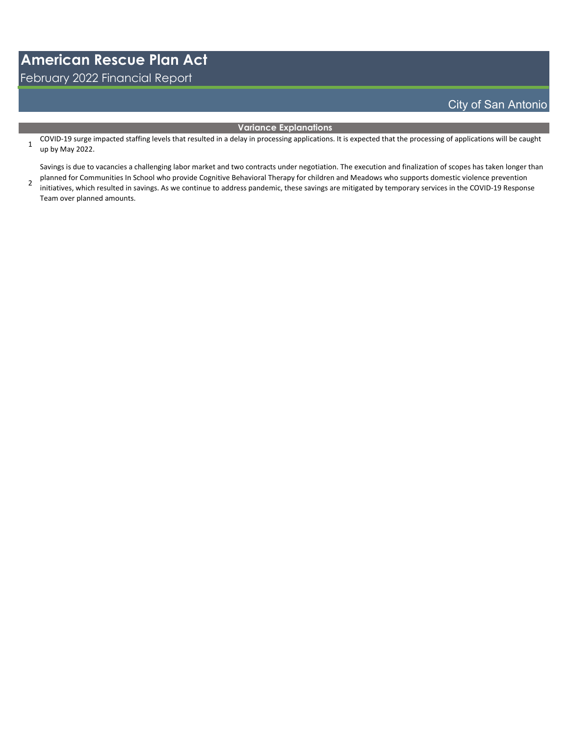# American Rescue Plan Act

February 2022 Financial Report

City of San Antonio

## Variance Explanations

1. COVID-19 surge impacted staffing levels that resulted in a delay in processing applications. It is expected that the processing of applications will be caught up by May 2022.

2. Savings is due to vacancies a challenging labor market and two contracts under negotiation. The execution and finalization of scopes has taken longer than planned for Communities In School who provide Cognitive Behavioral Therapy for children and Meadows who supports domestic violence prevention initiatives, which resulted in savings. As we continue to address pandemic, these savings are mitigated by temporary services in the COVID-19 Response Team over planned amounts.